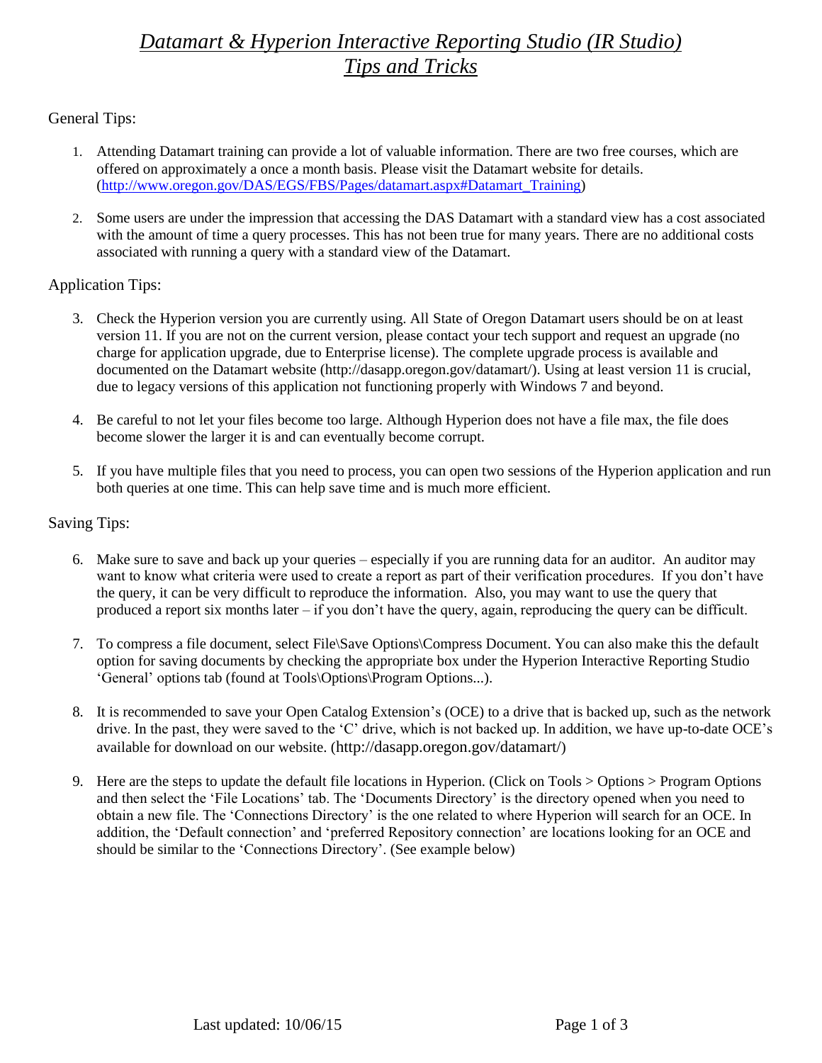# *Datamart & Hyperion Interactive Reporting Studio (IR Studio)* *Tips and Tricks*

## General Tips:

1. Attending Datamart training can provide a lot of valuable information. There are two free courses, which are offered on approximately a once a month basis. Please visit the Datamart website for details. (http://www.oregon.gov/DAS/EGS/FBS/Pages/datamart.aspx#Datamart_Training)

2. Some users are under the impression that accessing the DAS Datamart with a standard view has a cost associated with the amount of time a query processes. This has not been true for many years. There are no additional costs associated with running a query with a standard view of the Datamart.

## Application Tips:

3. Check the Hyperion version you are currently using. All State of Oregon Datamart users should be on at least version 11. If you are not on the current version, please contact your tech support and request an upgrade (no charge for application upgrade, due to Enterprise license). The complete upgrade process is available and documented on the Datamart website (http://dasapp.oregon.gov/datamart/). Using at least version 11 is crucial, due to legacy versions of this application not functioning properly with Windows 7 and beyond.

4. Be careful to not let your files become too large. Although Hyperion does not have a file max, the file does become slower the larger it is and can eventually become corrupt.

5. If you have multiple files that you need to process, you can open two sessions of the Hyperion application and run both queries at one time. This can help save time and is much more efficient.

## Saving Tips:

6. Make sure to save and back up your queries – especially if you are running data for an auditor. An auditor may want to know what criteria were used to create a report as part of their verification procedures. If you don't have the query, it can be very difficult to reproduce the information. Also, you may want to use the query that produced a report six months later – if you don't have the query, again, reproducing the query can be difficult.

7. To compress a file document, select File\Save Options\Compress Document. You can also make this the default option for saving documents by checking the appropriate box under the Hyperion Interactive Reporting Studio 'General' options tab (found at Tools\Options\Program Options...).

8. It is recommended to save your Open Catalog Extension's (OCE) to a drive that is backed up, such as the network drive. In the past, they were saved to the 'C' drive, which is not backed up. In addition, we have up-to-date OCE's available for download on our website. (http://dasapp.oregon.gov/datamart/)

9. Here are the steps to update the default file locations in Hyperion. (Click on Tools > Options > Program Options and then select the 'File Locations' tab. The 'Documents Directory' is the directory opened when you need to obtain a new file. The 'Connections Directory' is the one related to where Hyperion will search for an OCE. In addition, the 'Default connection' and 'preferred Repository connection' are locations looking for an OCE and should be similar to the 'Connections Directory'. (See example below)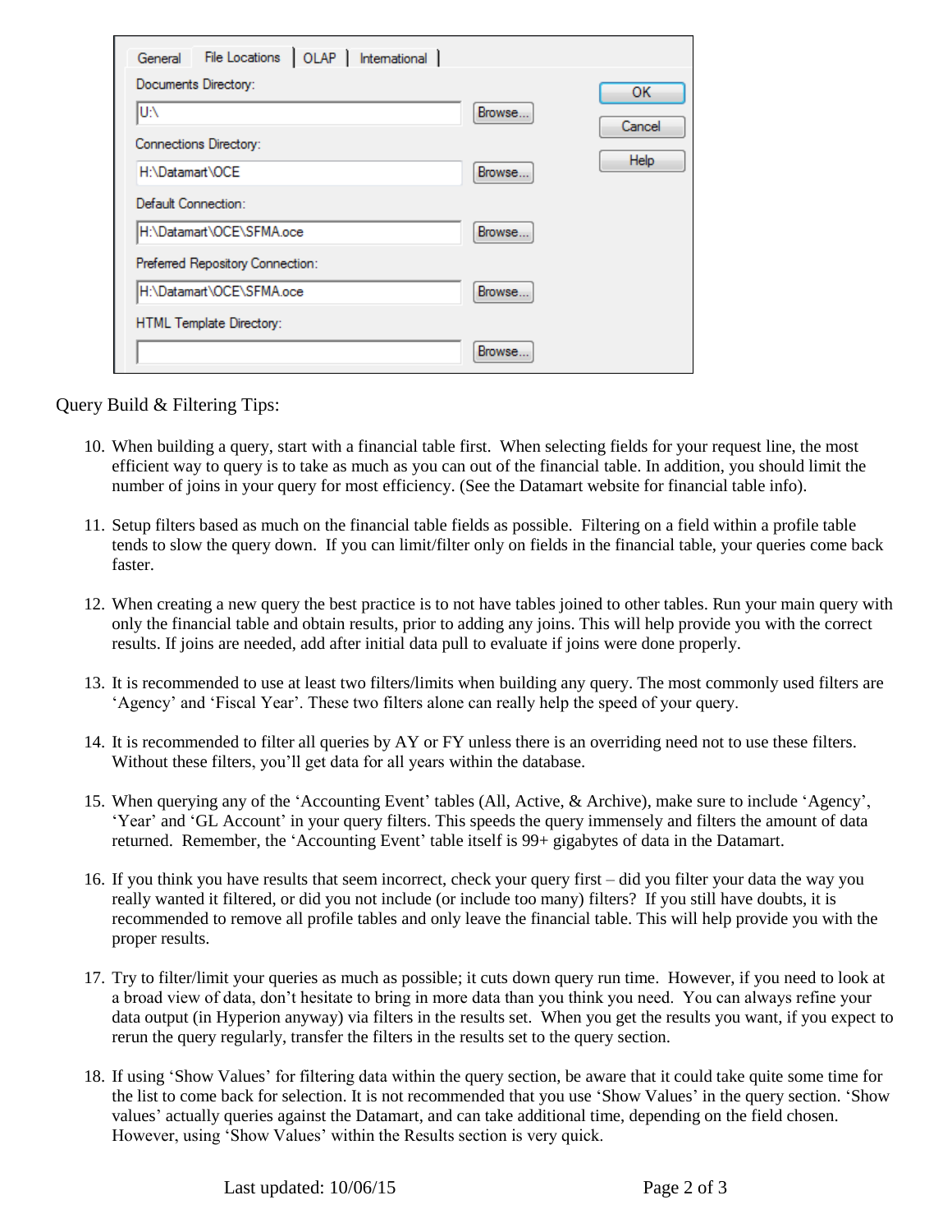| General | File Locations | OLAP | International |
|---|---|---|---|

Documents Directory: U:\ [Browse...]

Connections Directory: H:\Datamart\OCE [Browse...]

Default Connection: H:\Datamart\OCE\SFMA.oce [Browse...]

Preferred Repository Connection: H:\Datamart\OCE\SFMA.oce [Browse...]

HTML Template Directory: [Browse...]

[OK] [Cancel] [Help]

Query Build & Filtering Tips:

10. When building a query, start with a financial table first. When selecting fields for your request line, the most efficient way to query is to take as much as you can out of the financial table. In addition, you should limit the number of joins in your query for most efficiency. (See the Datamart website for financial table info).

11. Setup filters based as much on the financial table fields as possible. Filtering on a field within a profile table tends to slow the query down. If you can limit/filter only on fields in the financial table, your queries come back faster.

12. When creating a new query the best practice is to not have tables joined to other tables. Run your main query with only the financial table and obtain results, prior to adding any joins. This will help provide you with the correct results. If joins are needed, add after initial data pull to evaluate if joins were done properly.

13. It is recommended to use at least two filters/limits when building any query. The most commonly used filters are 'Agency' and 'Fiscal Year'. These two filters alone can really help the speed of your query.

14. It is recommended to filter all queries by AY or FY unless there is an overriding need not to use these filters. Without these filters, you'll get data for all years within the database.

15. When querying any of the 'Accounting Event' tables (All, Active, & Archive), make sure to include 'Agency', 'Year' and 'GL Account' in your query filters. This speeds the query immensely and filters the amount of data returned. Remember, the 'Accounting Event' table itself is 99+ gigabytes of data in the Datamart.

16. If you think you have results that seem incorrect, check your query first – did you filter your data the way you really wanted it filtered, or did you not include (or include too many) filters? If you still have doubts, it is recommended to remove all profile tables and only leave the financial table. This will help provide you with the proper results.

17. Try to filter/limit your queries as much as possible; it cuts down query run time. However, if you need to look at a broad view of data, don't hesitate to bring in more data than you think you need. You can always refine your data output (in Hyperion anyway) via filters in the results set. When you get the results you want, if you expect to rerun the query regularly, transfer the filters in the results set to the query section.

18. If using 'Show Values' for filtering data within the query section, be aware that it could take quite some time for the list to come back for selection. It is not recommended that you use 'Show Values' in the query section. 'Show values' actually queries against the Datamart, and can take additional time, depending on the field chosen. However, using 'Show Values' within the Results section is very quick.

Last updated: 10/06/15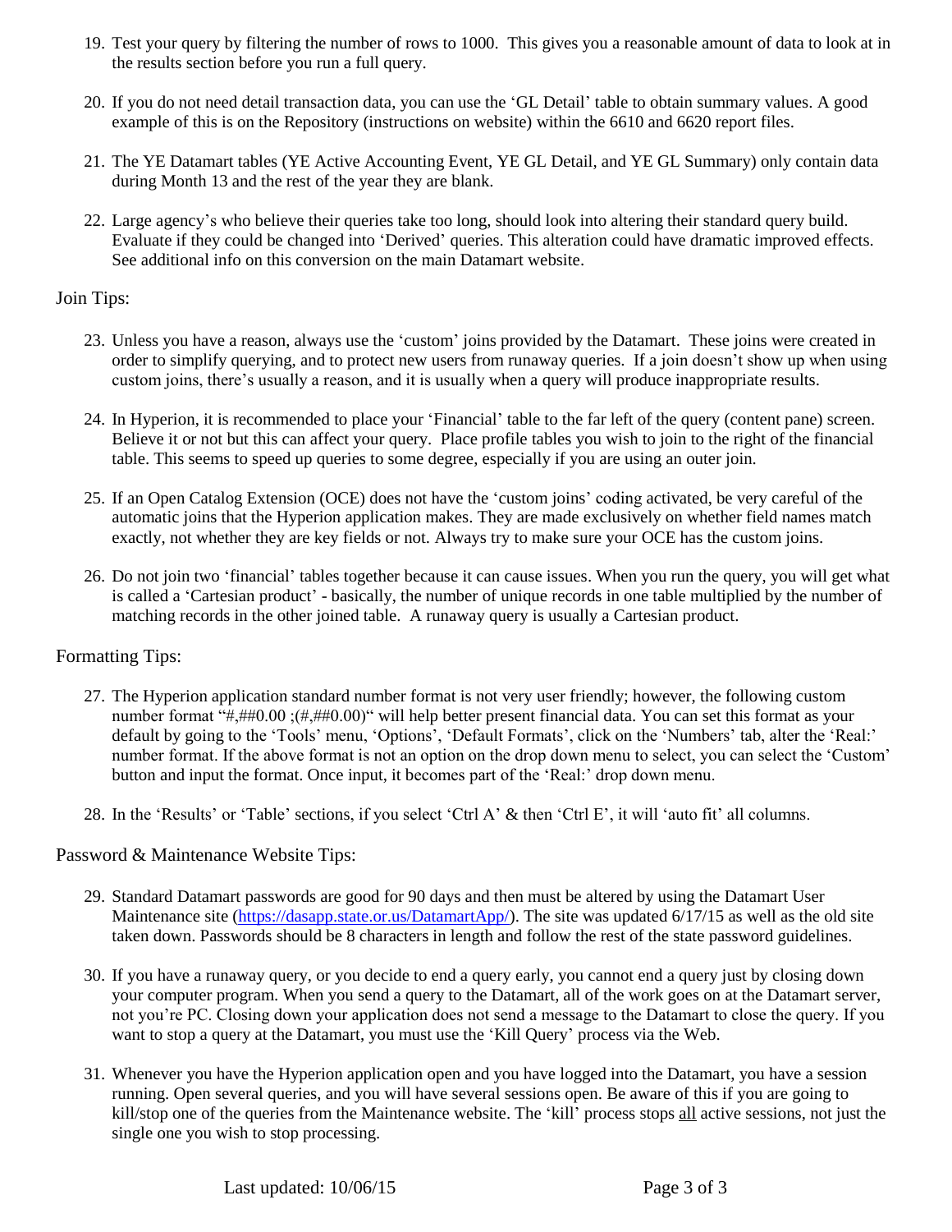19. Test your query by filtering the number of rows to 1000. This gives you a reasonable amount of data to look at in the results section before you run a full query.

20. If you do not need detail transaction data, you can use the 'GL Detail' table to obtain summary values. A good example of this is on the Repository (instructions on website) within the 6610 and 6620 report files.

21. The YE Datamart tables (YE Active Accounting Event, YE GL Detail, and YE GL Summary) only contain data during Month 13 and the rest of the year they are blank.

22. Large agency's who believe their queries take too long, should look into altering their standard query build. Evaluate if they could be changed into 'Derived' queries. This alteration could have dramatic improved effects. See additional info on this conversion on the main Datamart website.

## Join Tips:

23. Unless you have a reason, always use the 'custom' joins provided by the Datamart. These joins were created in order to simplify querying, and to protect new users from runaway queries. If a join doesn't show up when using custom joins, there's usually a reason, and it is usually when a query will produce inappropriate results.

24. In Hyperion, it is recommended to place your 'Financial' table to the far left of the query (content pane) screen. Believe it or not but this can affect your query. Place profile tables you wish to join to the right of the financial table. This seems to speed up queries to some degree, especially if you are using an outer join.

25. If an Open Catalog Extension (OCE) does not have the 'custom joins' coding activated, be very careful of the automatic joins that the Hyperion application makes. They are made exclusively on whether field names match exactly, not whether they are key fields or not. Always try to make sure your OCE has the custom joins.

26. Do not join two 'financial' tables together because it can cause issues. When you run the query, you will get what is called a 'Cartesian product' - basically, the number of unique records in one table multiplied by the number of matching records in the other joined table. A runaway query is usually a Cartesian product.

## Formatting Tips:

27. The Hyperion application standard number format is not very user friendly; however, the following custom number format "#,##0.00 ;(#,##0.00)" will help better present financial data. You can set this format as your default by going to the 'Tools' menu, 'Options', 'Default Formats', click on the 'Numbers' tab, alter the 'Real:' number format. If the above format is not an option on the drop down menu to select, you can select the 'Custom' button and input the format. Once input, it becomes part of the 'Real:' drop down menu.

28. In the 'Results' or 'Table' sections, if you select 'Ctrl A' & then 'Ctrl E', it will 'auto fit' all columns.

## Password & Maintenance Website Tips:

29. Standard Datamart passwords are good for 90 days and then must be altered by using the Datamart User Maintenance site (https://dasapp.state.or.us/DatamartApp/). The site was updated 6/17/15 as well as the old site taken down. Passwords should be 8 characters in length and follow the rest of the state password guidelines.

30. If you have a runaway query, or you decide to end a query early, you cannot end a query just by closing down your computer program. When you send a query to the Datamart, all of the work goes on at the Datamart server, not you're PC. Closing down your application does not send a message to the Datamart to close the query. If you want to stop a query at the Datamart, you must use the 'Kill Query' process via the Web.

31. Whenever you have the Hyperion application open and you have logged into the Datamart, you have a session running. Open several queries, and you will have several sessions open. Be aware of this if you are going to kill/stop one of the queries from the Maintenance website. The 'kill' process stops <u>all</u> active sessions, not just the single one you wish to stop processing.

Last updated: 10/06/15